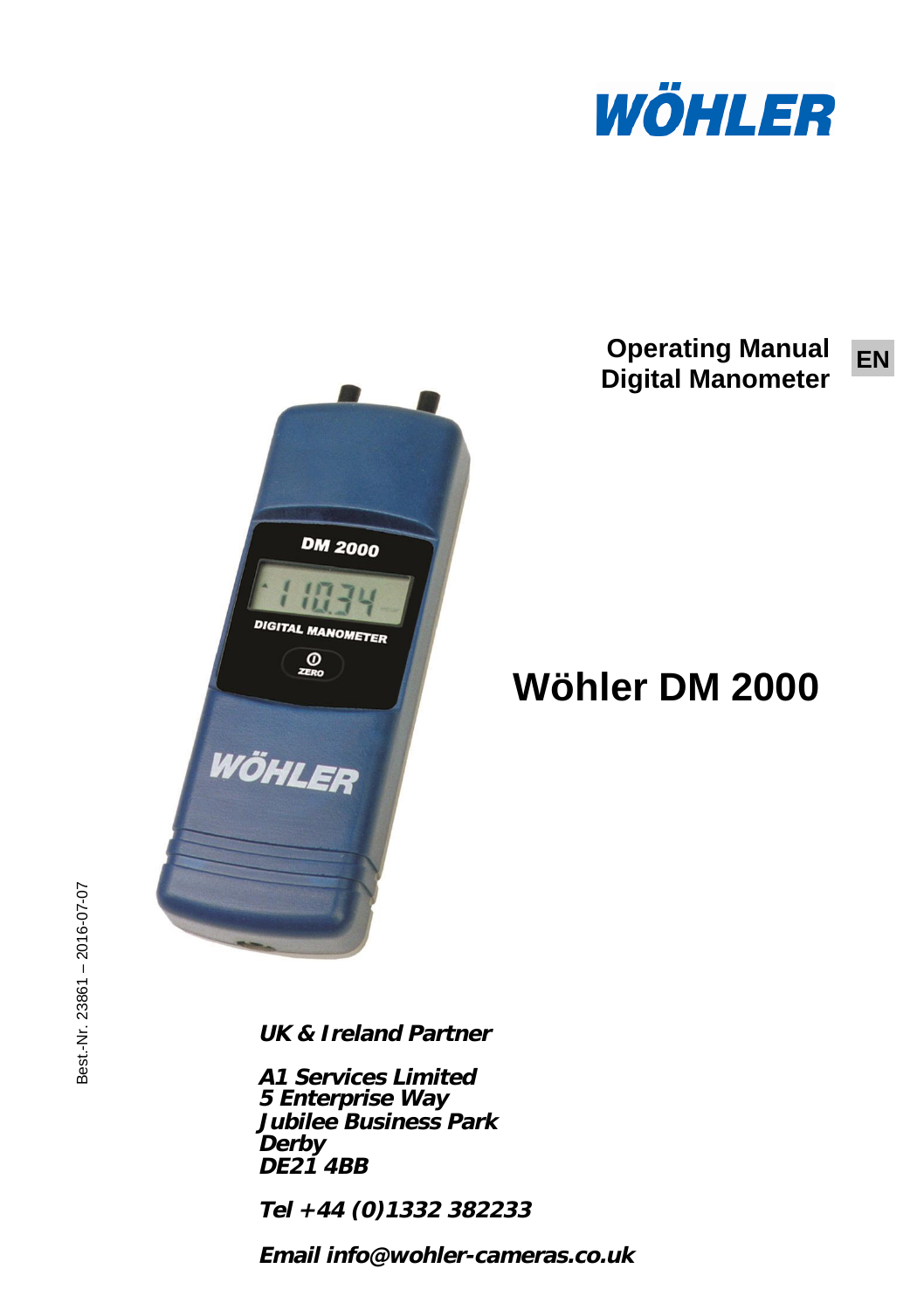WÖHLER

**Operating Manual**
**Digital Manometer**

**EN**

# Wöhler DM 2000

Best.-Nr. 23861 – 2016-07-07

***UK & Ireland Partner***

***A1 Services Limited***
***5 Enterprise Way***
***Jubilee Business Park***
***Derby***
***DE21 4BB***

***Tel +44 (0)1332 382233***

***Email info@wohler-cameras.co.uk***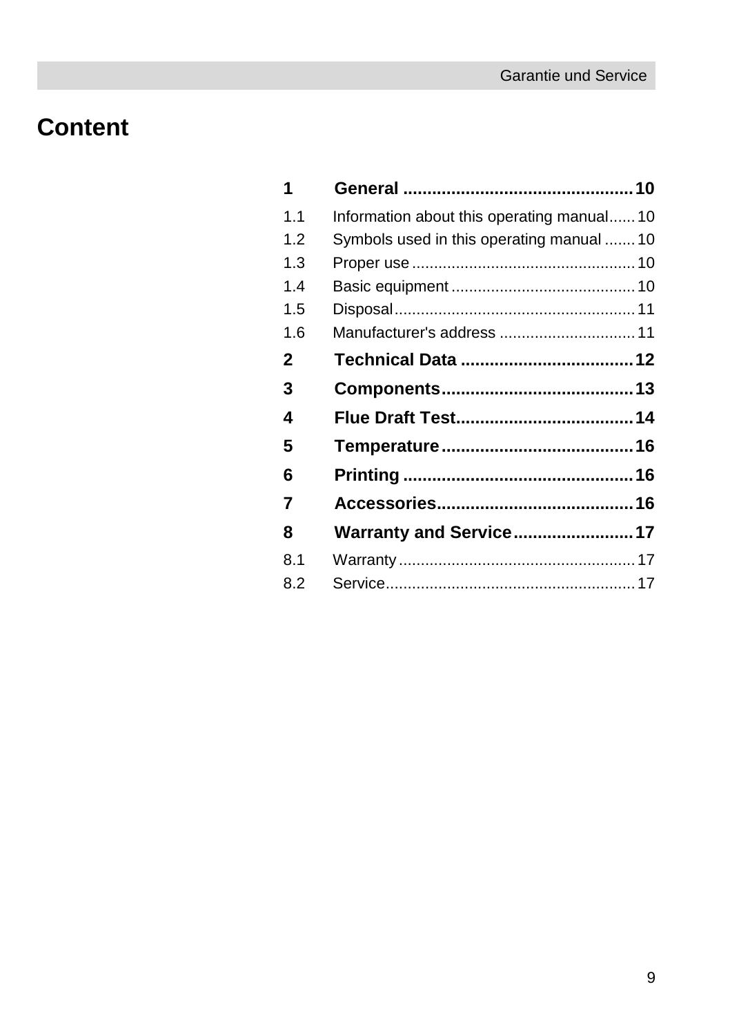# Content

**1 General .................................................. 10**

1.1 Information about this operating manual...... 10
1.2 Symbols used in this operating manual ....... 10
1.3 Proper use ................................................... 10
1.4 Basic equipment .......................................... 10
1.5 Disposal....................................................... 11
1.6 Manufacturer's address ............................... 11

**2 Technical Data .................................... 12**

**3 Components........................................ 13**

**4 Flue Draft Test..................................... 14**

**5 Temperature........................................ 16**

**6 Printing ................................................ 16**

**7 Accessories......................................... 16**

**8 Warranty and Service......................... 17**

8.1 Warranty ...................................................... 17
8.2 Service......................................................... 17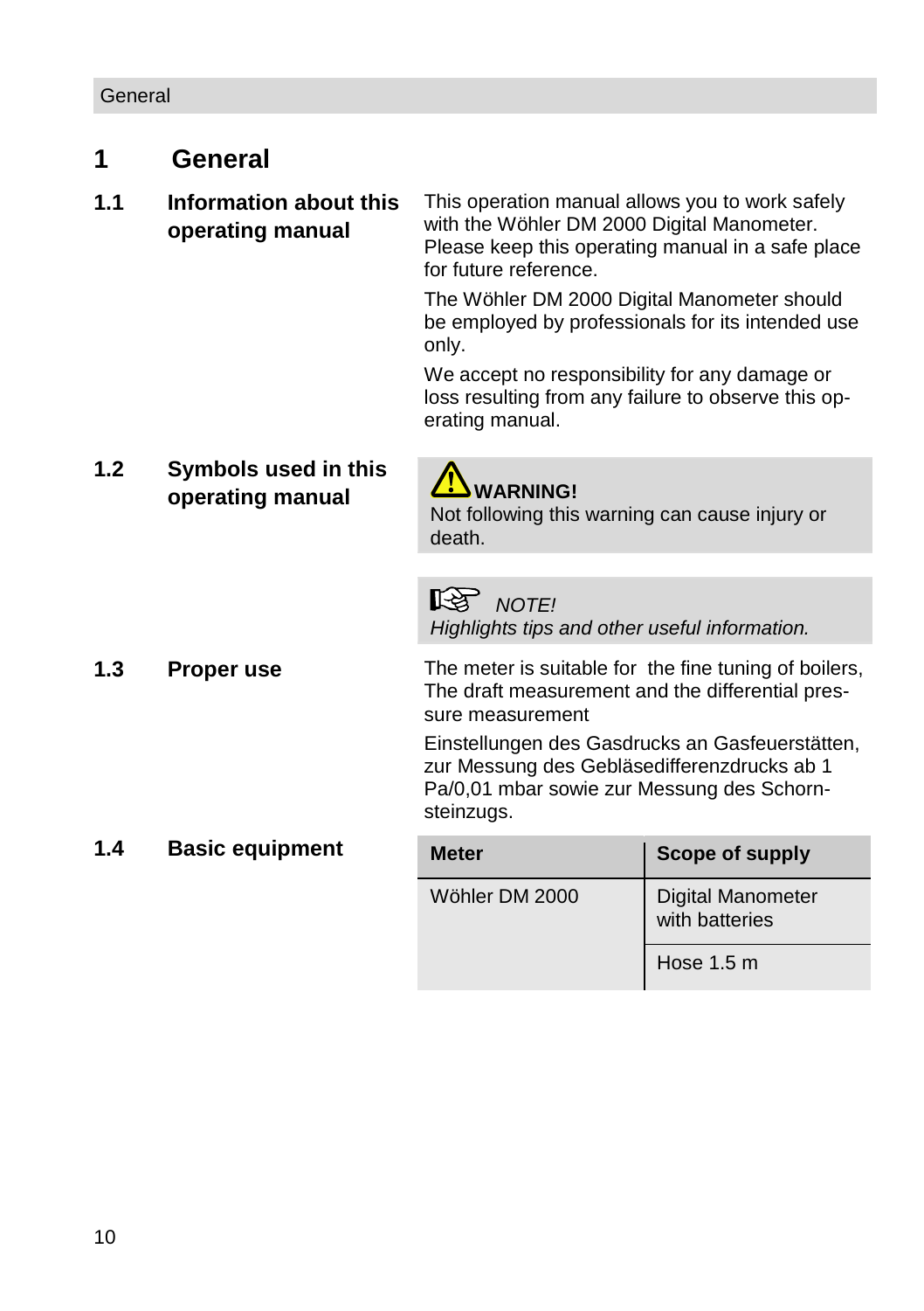# 1 General

## 1.1 Information about this operating manual

This operation manual allows you to work safely with the Wöhler DM 2000 Digital Manometer. Please keep this operating manual in a safe place for future reference.

The Wöhler DM 2000 Digital Manometer should be employed by professionals for its intended use only.

We accept no responsibility for any damage or loss resulting from any failure to observe this operating manual.

## 1.2 Symbols used in this operating manual

**WARNING!**
Not following this warning can cause injury or death.

*NOTE!*
*Highlights tips and other useful information.*

## 1.3 Proper use

The meter is suitable for the fine tuning of boilers, The draft measurement and the differential pressure measurement

Einstellungen des Gasdrucks an Gasfeuerstätten, zur Messung des Gebläsedifferenzdrucks ab 1 Pa/0,01 mbar sowie zur Messung des Schornsteinzugs.

## 1.4 Basic equipment

| Meter | Scope of supply |
| --- | --- |
| Wöhler DM 2000 | Digital Manometer with batteries |
| | Hose 1.5 m |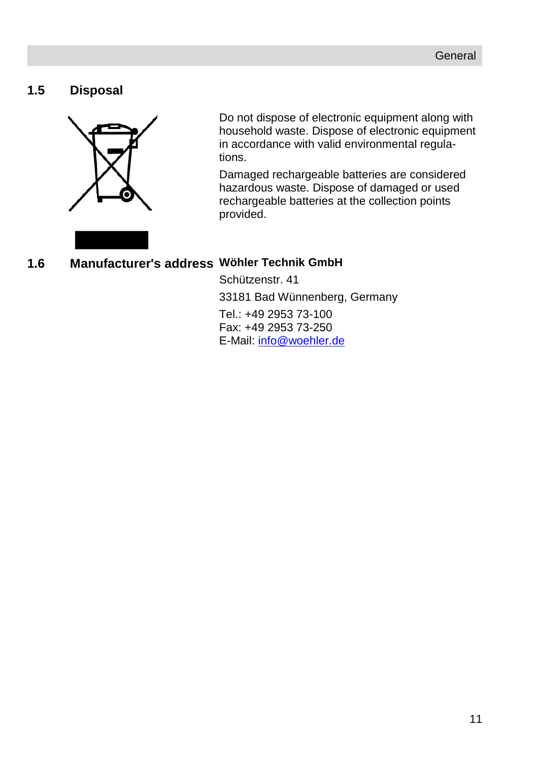## 1.5 Disposal

Do not dispose of electronic equipment along with household waste. Dispose of electronic equipment in accordance with valid environmental regulations.

Damaged rechargeable batteries are considered hazardous waste. Dispose of damaged or used rechargeable batteries at the collection points provided.

## 1.6 Manufacturer's address

**Wöhler Technik GmbH**

Schützenstr. 41

33181 Bad Wünnenberg, Germany

Tel.: +49 2953 73-100
Fax: +49 2953 73-250
E-Mail: info@woehler.de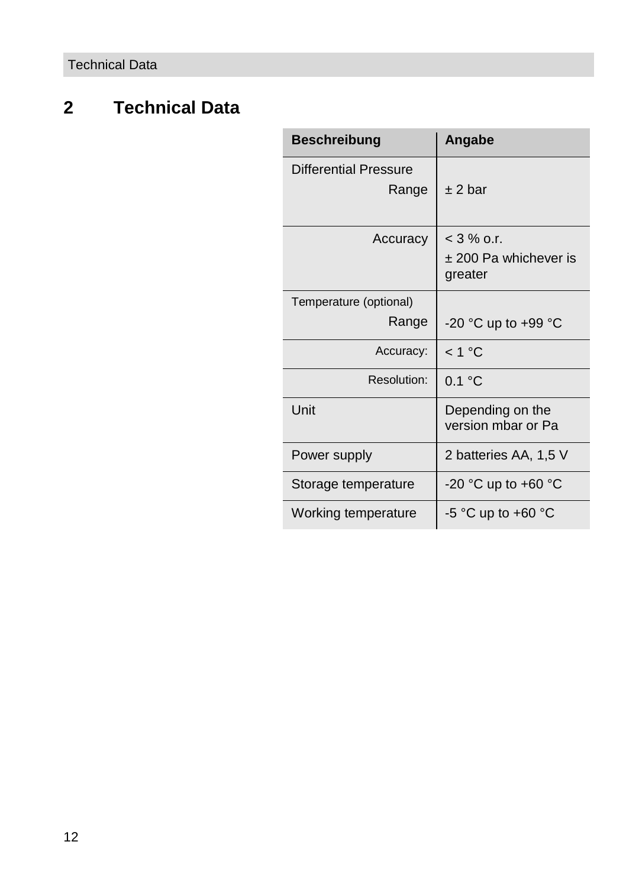## 2 Technical Data

| Beschreibung | Angabe |
| --- | --- |
| Differential Pressure Range | ± 2 bar |
| Accuracy | < 3 % o.r. ± 200 Pa whichever is greater |
| Temperature (optional) Range | -20 °C up to +99 °C |
| Accuracy: | < 1 °C |
| Resolution: | 0.1 °C |
| Unit | Depending on the version mbar or Pa |
| Power supply | 2 batteries AA, 1,5 V |
| Storage temperature | -20 °C up to +60 °C |
| Working temperature | -5 °C up to +60 °C |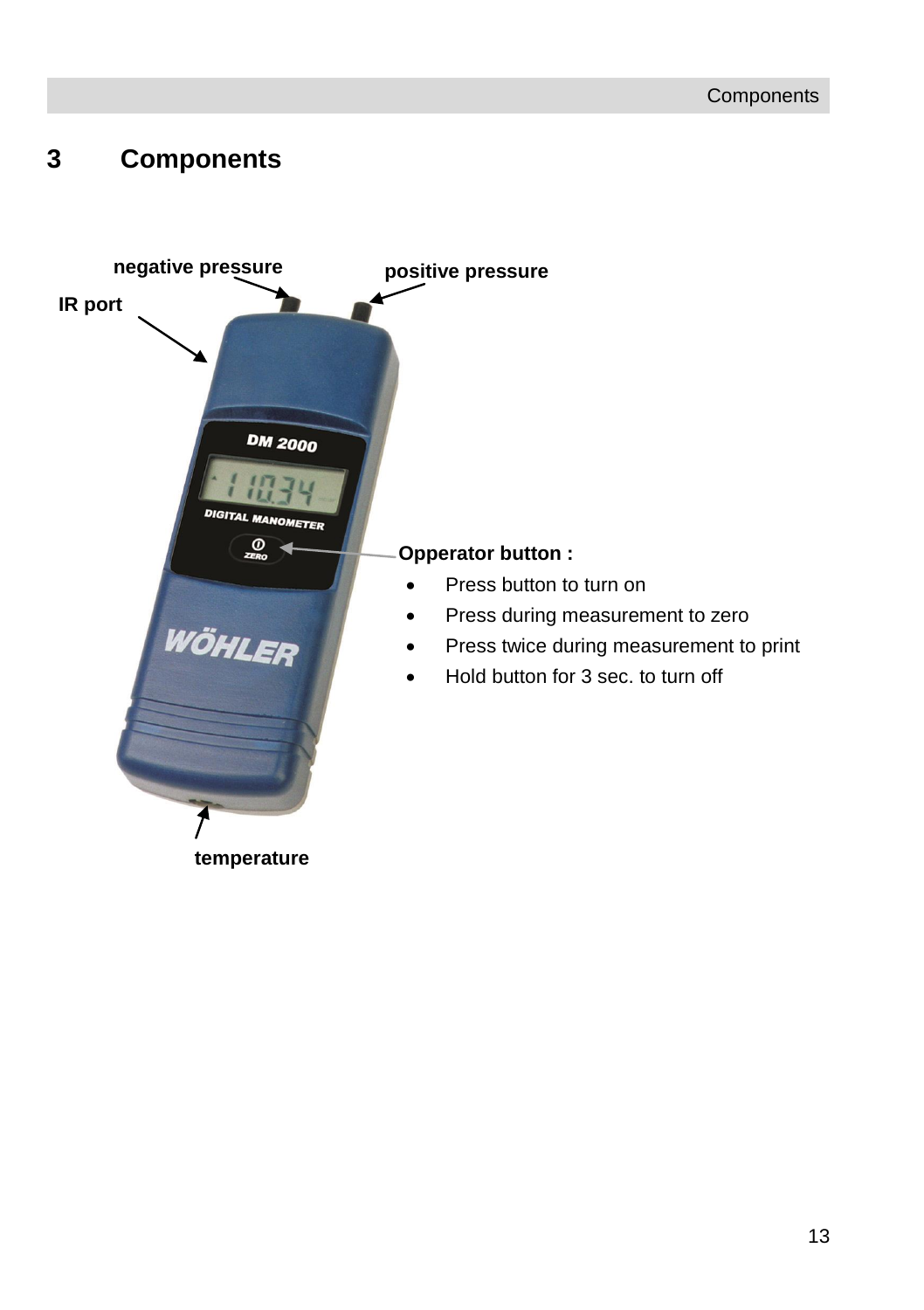# 3 Components

negative pressure

positive pressure

IR port

**Opperator button :**

- Press button to turn on
- Press during measurement to zero
- Press twice during measurement to print
- Hold button for 3 sec. to turn off

temperature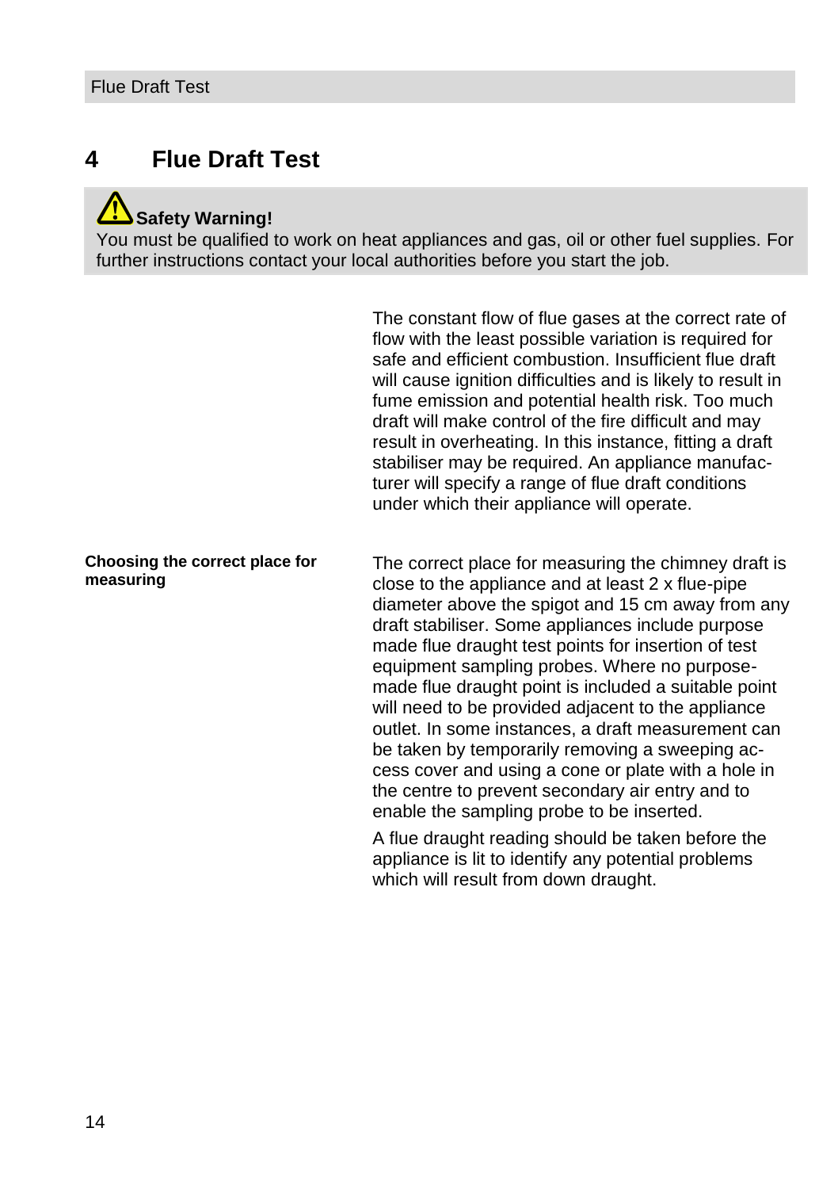# 4 Flue Draft Test

**Safety Warning!**
You must be qualified to work on heat appliances and gas, oil or other fuel supplies. For further instructions contact your local authorities before you start the job.

The constant flow of flue gases at the correct rate of flow with the least possible variation is required for safe and efficient combustion. Insufficient flue draft will cause ignition difficulties and is likely to result in fume emission and potential health risk. Too much draft will make control of the fire difficult and may result in overheating. In this instance, fitting a draft stabiliser may be required. An appliance manufacturer will specify a range of flue draft conditions under which their appliance will operate.

**Choosing the correct place for measuring**

The correct place for measuring the chimney draft is close to the appliance and at least 2 x flue-pipe diameter above the spigot and 15 cm away from any draft stabiliser. Some appliances include purpose made flue draught test points for insertion of test equipment sampling probes. Where no purpose-made flue draught point is included a suitable point will need to be provided adjacent to the appliance outlet. In some instances, a draft measurement can be taken by temporarily removing a sweeping access cover and using a cone or plate with a hole in the centre to prevent secondary air entry and to enable the sampling probe to be inserted.

A flue draught reading should be taken before the appliance is lit to identify any potential problems which will result from down draught.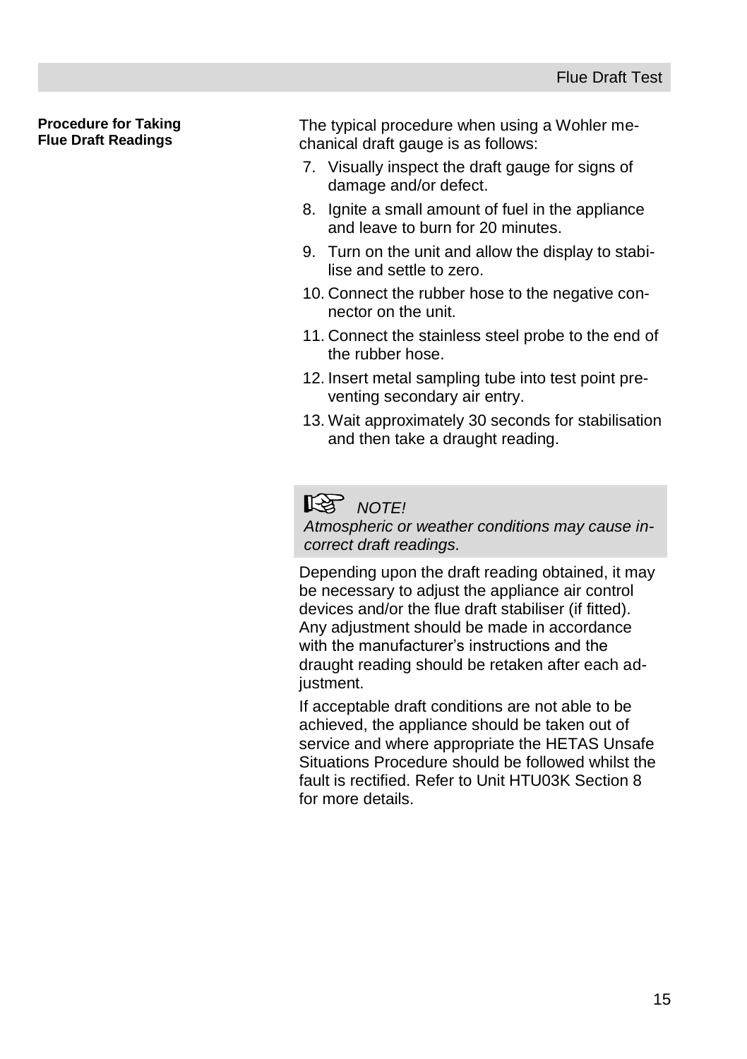**Procedure for Taking Flue Draft Readings**

The typical procedure when using a Wohler mechanical draft gauge is as follows:

7. Visually inspect the draft gauge for signs of damage and/or defect.
8. Ignite a small amount of fuel in the appliance and leave to burn for 20 minutes.
9. Turn on the unit and allow the display to stabilise and settle to zero.
10. Connect the rubber hose to the negative connector on the unit.
11. Connect the stainless steel probe to the end of the rubber hose.
12. Insert metal sampling tube into test point preventing secondary air entry.
13. Wait approximately 30 seconds for stabilisation and then take a draught reading.

> ☞ *NOTE!*
> *Atmospheric or weather conditions may cause incorrect draft readings.*

Depending upon the draft reading obtained, it may be necessary to adjust the appliance air control devices and/or the flue draft stabiliser (if fitted). Any adjustment should be made in accordance with the manufacturer's instructions and the draught reading should be retaken after each adjustment.

If acceptable draft conditions are not able to be achieved, the appliance should be taken out of service and where appropriate the HETAS Unsafe Situations Procedure should be followed whilst the fault is rectified. Refer to Unit HTU03K Section 8 for more details.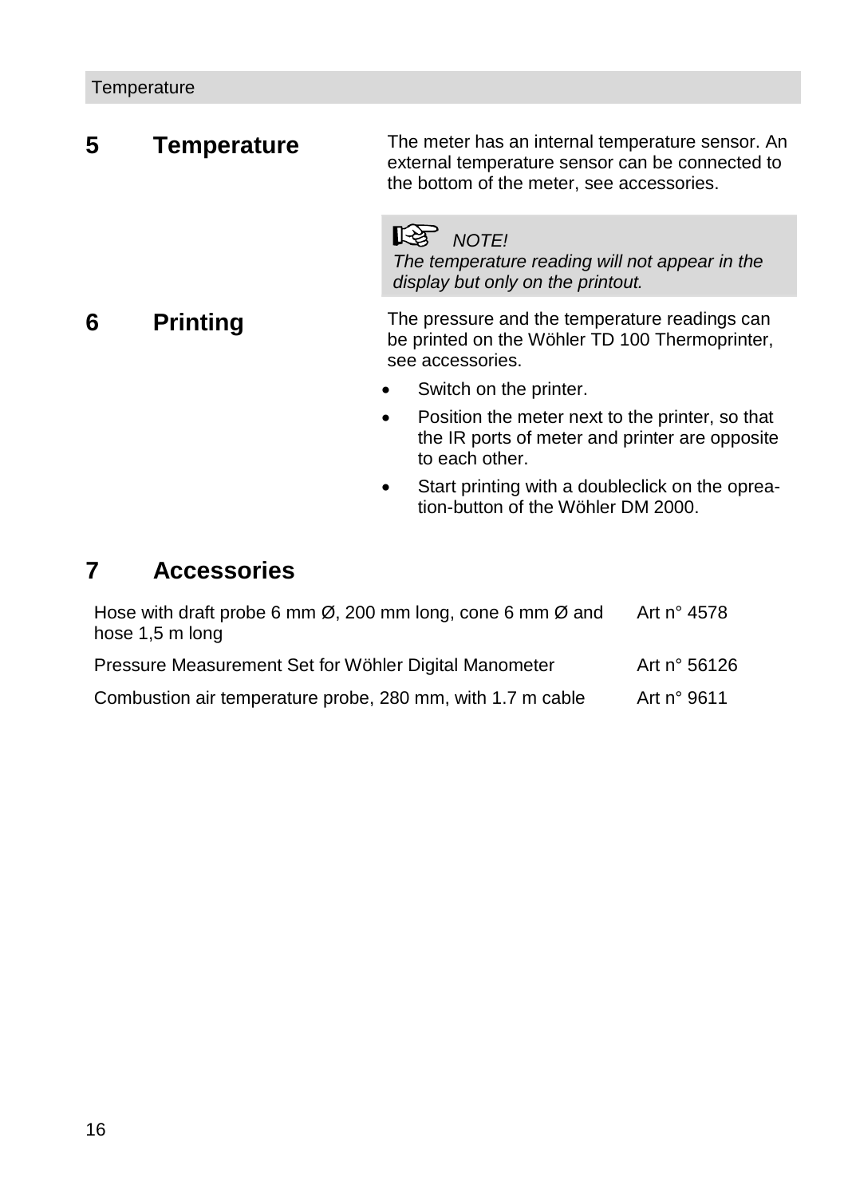# 5 Temperature

The meter has an internal temperature sensor. An external temperature sensor can be connected to the bottom of the meter, see accessories.

> ☞ *NOTE!*
> *The temperature reading will not appear in the display but only on the printout.*

# 6 Printing

The pressure and the temperature readings can be printed on the Wöhler TD 100 Thermoprinter, see accessories.

- Switch on the printer.
- Position the meter next to the printer, so that the IR ports of meter and printer are opposite to each other.
- Start printing with a doubleclick on the oprea-tion-button of the Wöhler DM 2000.

# 7 Accessories

| | |
|---|---|
| Hose with draft probe 6 mm Ø, 200 mm long, cone 6 mm Ø and hose 1,5 m long | Art n° 4578 |
| Pressure Measurement Set for Wöhler Digital Manometer | Art n° 56126 |
| Combustion air temperature probe, 280 mm, with 1.7 m cable | Art n° 9611 |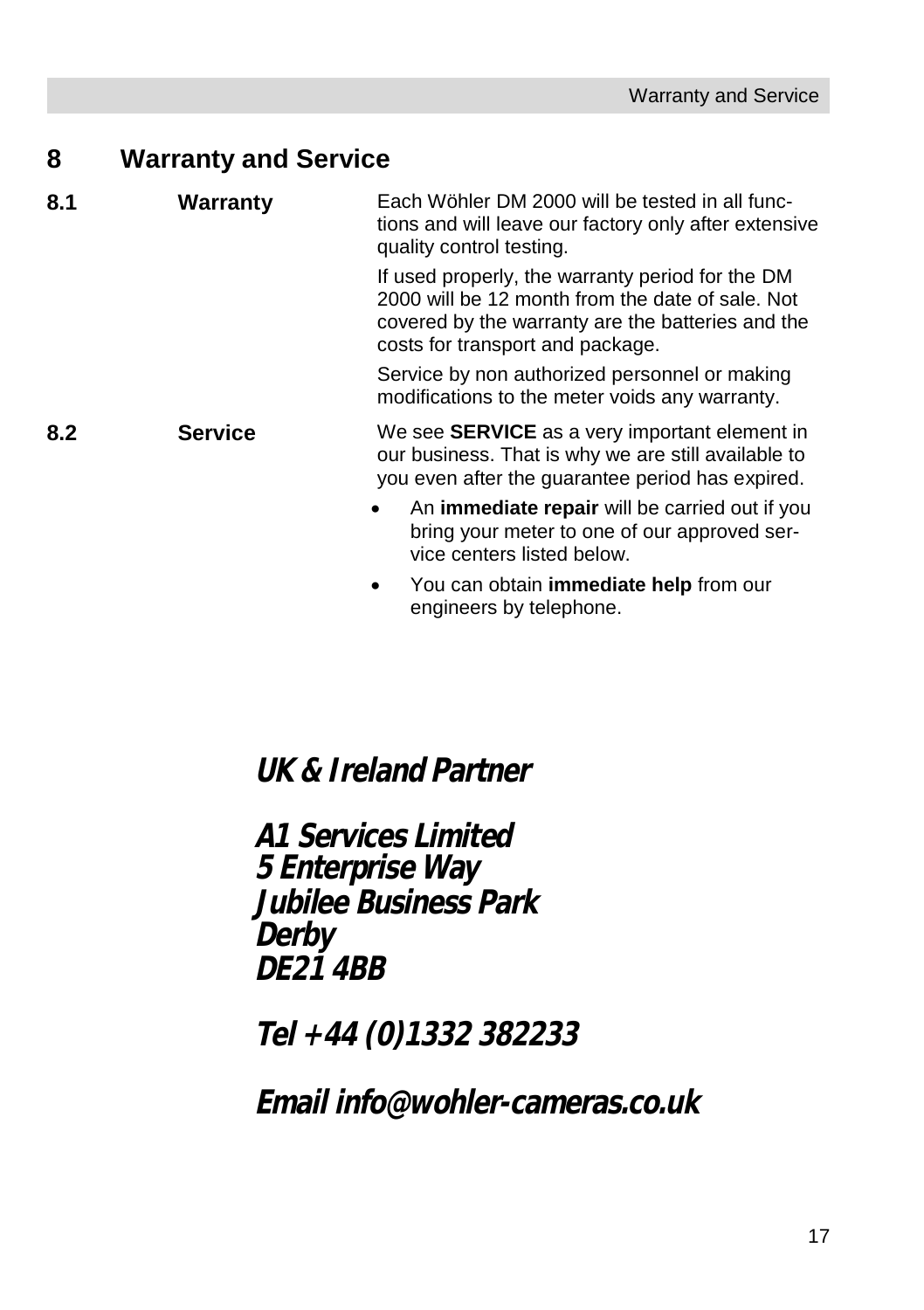# 8 Warranty and Service

## 8.1 Warranty

Each Wöhler DM 2000 will be tested in all functions and will leave our factory only after extensive quality control testing.

If used properly, the warranty period for the DM 2000 will be 12 month from the date of sale. Not covered by the warranty are the batteries and the costs for transport and package.

Service by non authorized personnel or making modifications to the meter voids any warranty.

## 8.2 Service

We see **SERVICE** as a very important element in our business. That is why we are still available to you even after the guarantee period has expired.

- An **immediate repair** will be carried out if you bring your meter to one of our approved service centers listed below.
- You can obtain **immediate help** from our engineers by telephone.

***UK & Ireland Partner***

***A1 Services Limited***
***5 Enterprise Way***
***Jubilee Business Park***
***Derby***
***DE21 4BB***

***Tel +44 (0)1332 382233***

***Email info@wohler-cameras.co.uk***